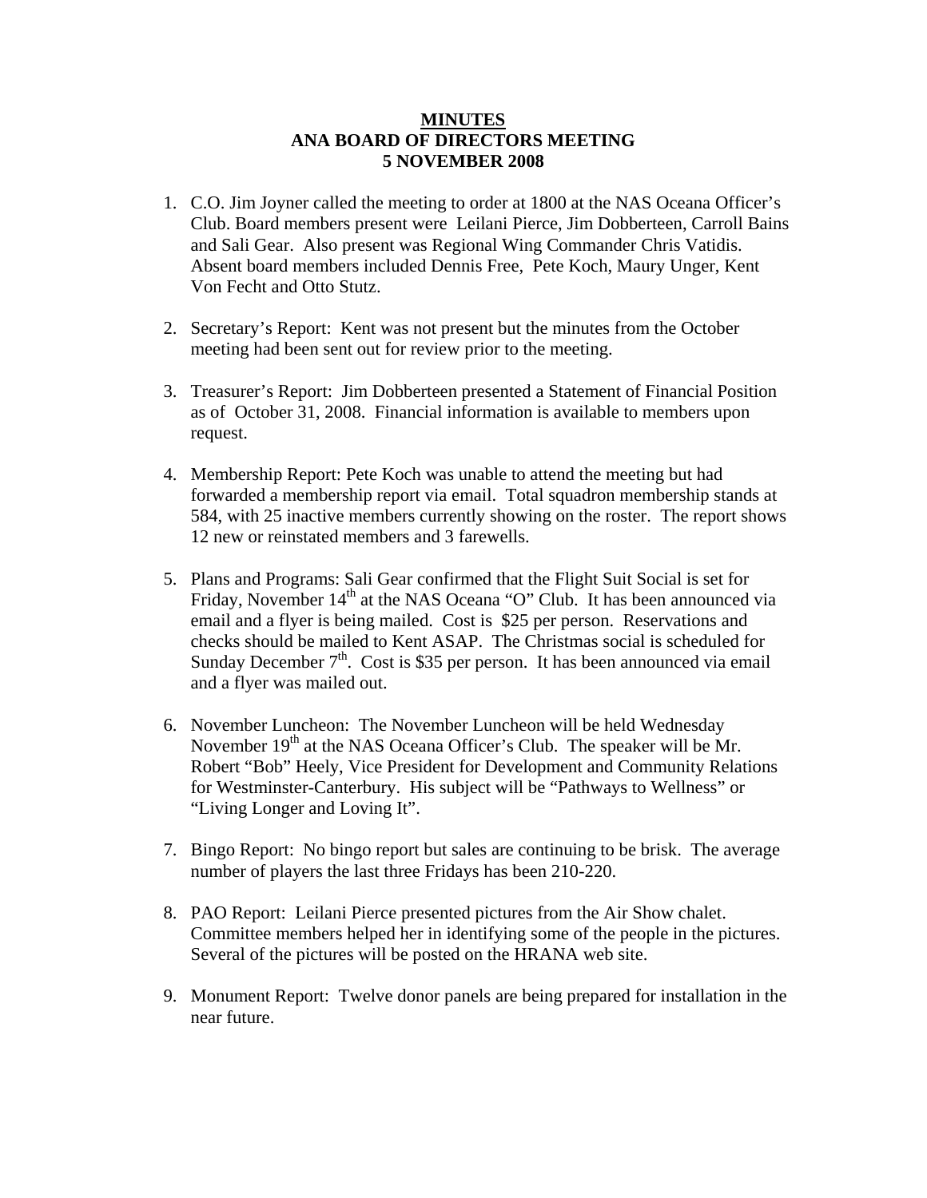**MINUTES**
**ANA BOARD OF DIRECTORS MEETING**
**5 NOVEMBER 2008**

1. C.O. Jim Joyner called the meeting to order at 1800 at the NAS Oceana Officer's Club. Board members present were Leilani Pierce, Jim Dobberteen, Carroll Bains and Sali Gear. Also present was Regional Wing Commander Chris Vatidis. Absent board members included Dennis Free, Pete Koch, Maury Unger, Kent Von Fecht and Otto Stutz.

2. Secretary's Report: Kent was not present but the minutes from the October meeting had been sent out for review prior to the meeting.

3. Treasurer's Report: Jim Dobberteen presented a Statement of Financial Position as of October 31, 2008. Financial information is available to members upon request.

4. Membership Report: Pete Koch was unable to attend the meeting but had forwarded a membership report via email. Total squadron membership stands at 584, with 25 inactive members currently showing on the roster. The report shows 12 new or reinstated members and 3 farewells.

5. Plans and Programs: Sali Gear confirmed that the Flight Suit Social is set for Friday, November 14th at the NAS Oceana "O" Club. It has been announced via email and a flyer is being mailed. Cost is $25 per person. Reservations and checks should be mailed to Kent ASAP. The Christmas social is scheduled for Sunday December 7th. Cost is $35 per person. It has been announced via email and a flyer was mailed out.

6. November Luncheon: The November Luncheon will be held Wednesday November 19th at the NAS Oceana Officer's Club. The speaker will be Mr. Robert "Bob" Heely, Vice President for Development and Community Relations for Westminster-Canterbury. His subject will be "Pathways to Wellness" or "Living Longer and Loving It".

7. Bingo Report: No bingo report but sales are continuing to be brisk. The average number of players the last three Fridays has been 210-220.

8. PAO Report: Leilani Pierce presented pictures from the Air Show chalet. Committee members helped her in identifying some of the people in the pictures. Several of the pictures will be posted on the HRANA web site.

9. Monument Report: Twelve donor panels are being prepared for installation in the near future.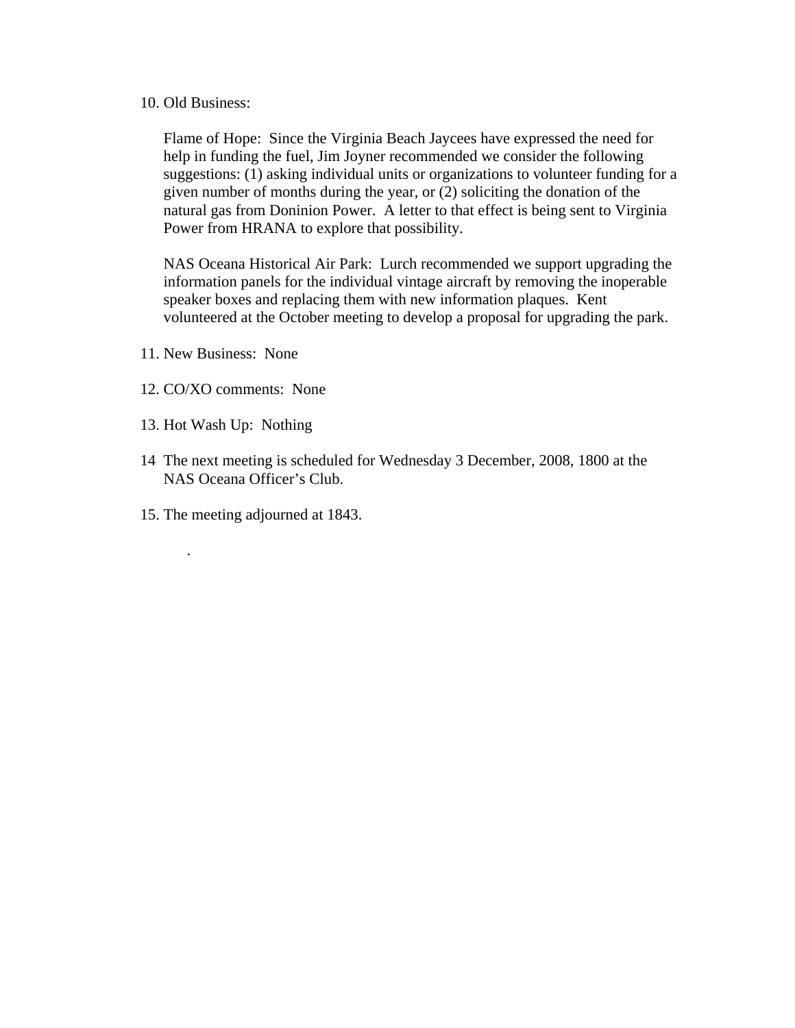10. Old Business:

    Flame of Hope: Since the Virginia Beach Jaycees have expressed the need for help in funding the fuel, Jim Joyner recommended we consider the following suggestions: (1) asking individual units or organizations to volunteer funding for a given number of months during the year, or (2) soliciting the donation of the natural gas from Doninion Power. A letter to that effect is being sent to Virginia Power from HRANA to explore that possibility.

    NAS Oceana Historical Air Park: Lurch recommended we support upgrading the information panels for the individual vintage aircraft by removing the inoperable speaker boxes and replacing them with new information plaques. Kent volunteered at the October meeting to develop a proposal for upgrading the park.

11. New Business: None

12. CO/XO comments: None

13. Hot Wash Up: Nothing

14 The next meeting is scheduled for Wednesday 3 December, 2008, 1800 at the NAS Oceana Officer's Club.

15. The meeting adjourned at 1843.

.